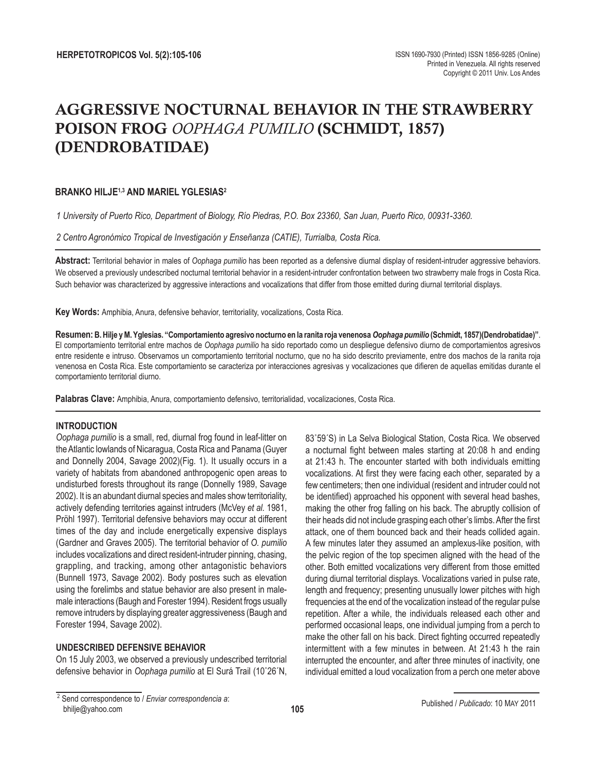# AGGRESSIVE NOCTURNAL BEHAVIOR IN THE STRAWBERRY POISON FROG *OOPHAGA PUMILIO* (SCHMIDT, 1857) (DENDROBATIDAE)

**BRANKO HILJE[1,3] AND MARIEL YGLESIAS[2]**

*1 University of Puerto Rico, Department of Biology, Río Piedras, P.O. Box 23360, San Juan, Puerto Rico, 00931-3360.*

*2 Centro Agronómico Tropical de Investigación y Enseñanza (CATIE), Turrialba, Costa Rica.*

**Abstract:** Territorial behavior in males of *Oophaga pumilio* has been reported as a defensive diurnal display of resident-intruder aggressive behaviors. We observed a previously undescribed nocturnal territorial behavior in a resident-intruder confrontation between two strawberry male frogs in Costa Rica. Such behavior was characterized by aggressive interactions and vocalizations that differ from those emitted during diurnal territorial displays.

**Key Words:** Amphibia, Anura, defensive behavior, territoriality, vocalizations, Costa Rica.

**Resumen: B. Hilje y M. Yglesias. "Comportamiento agresivo nocturno en la ranita roja venenosa *Oophaga pumilio* (Schmidt, 1857)(Dendrobatidae)"**. El comportamiento territorial entre machos de *Oophaga pumilio* ha sido reportado como un despliegue defensivo diurno de comportamientos agresivos entre residente e intruso. Observamos un comportamiento territorial nocturno, que no ha sido descrito previamente, entre dos machos de la ranita roja venenosa en Costa Rica. Este comportamiento se caracteriza por interacciones agresivas y vocalizaciones que difieren de aquellas emitidas durante el comportamiento territorial diurno.

**Palabras Clave:** Amphibia, Anura, comportamiento defensivo, territorialidad, vocalizaciones, Costa Rica.

## INTRODUCTION

*Oophaga pumilio* is a small, red, diurnal frog found in leaf-litter on the Atlantic lowlands of Nicaragua, Costa Rica and Panama (Guyer and Donnelly 2004, Savage 2002)(Fig. 1). It usually occurs in a variety of habitats from abandoned anthropogenic open areas to undisturbed forests throughout its range (Donnelly 1989, Savage 2002). It is an abundant diurnal species and males show territoriality, actively defending territories against intruders (McVey *et al.* 1981, Pröhl 1997). Territorial defensive behaviors may occur at different times of the day and include energetically expensive displays (Gardner and Graves 2005). The territorial behavior of *O. pumilio* includes vocalizations and direct resident-intruder pinning, chasing, grappling, and tracking, among other antagonistic behaviors (Bunnell 1973, Savage 2002). Body postures such as elevation using the forelimbs and statue behavior are also present in male-male interactions (Baugh and Forester 1994). Resident frogs usually remove intruders by displaying greater aggressiveness (Baugh and Forester 1994, Savage 2002).

## UNDESCRIBED DEFENSIVE BEHAVIOR

On 15 July 2003, we observed a previously undescribed territorial defensive behavior in *Oophaga pumilio* at El Surá Trail (10˚26´N, 83˚59´S) in La Selva Biological Station, Costa Rica. We observed a nocturnal fight between males starting at 20:08 h and ending at 21:43 h. The encounter started with both individuals emitting vocalizations. At first they were facing each other, separated by a few centimeters; then one individual (resident and intruder could not be identified) approached his opponent with several head bashes, making the other frog falling on his back. The abruptly collision of their heads did not include grasping each other's limbs. After the first attack, one of them bounced back and their heads collided again. A few minutes later they assumed an amplexus-like position, with the pelvic region of the top specimen aligned with the head of the other. Both emitted vocalizations very different from those emitted during diurnal territorial displays. Vocalizations varied in pulse rate, length and frequency; presenting unusually lower pitches with high frequencies at the end of the vocalization instead of the regular pulse repetition. After a while, the individuals released each other and performed occasional leaps, one individual jumping from a perch to make the other fall on his back. Direct fighting occurred repeatedly intermittent with a few minutes in between. At 21:43 h the rain interrupted the encounter, and after three minutes of inactivity, one individual emitted a loud vocalization from a perch one meter above

[2] Send correspondence to / *Enviar correspondencia a*: bhilje@yahoo.com

Published / *Publicado*: 10 MAY 2011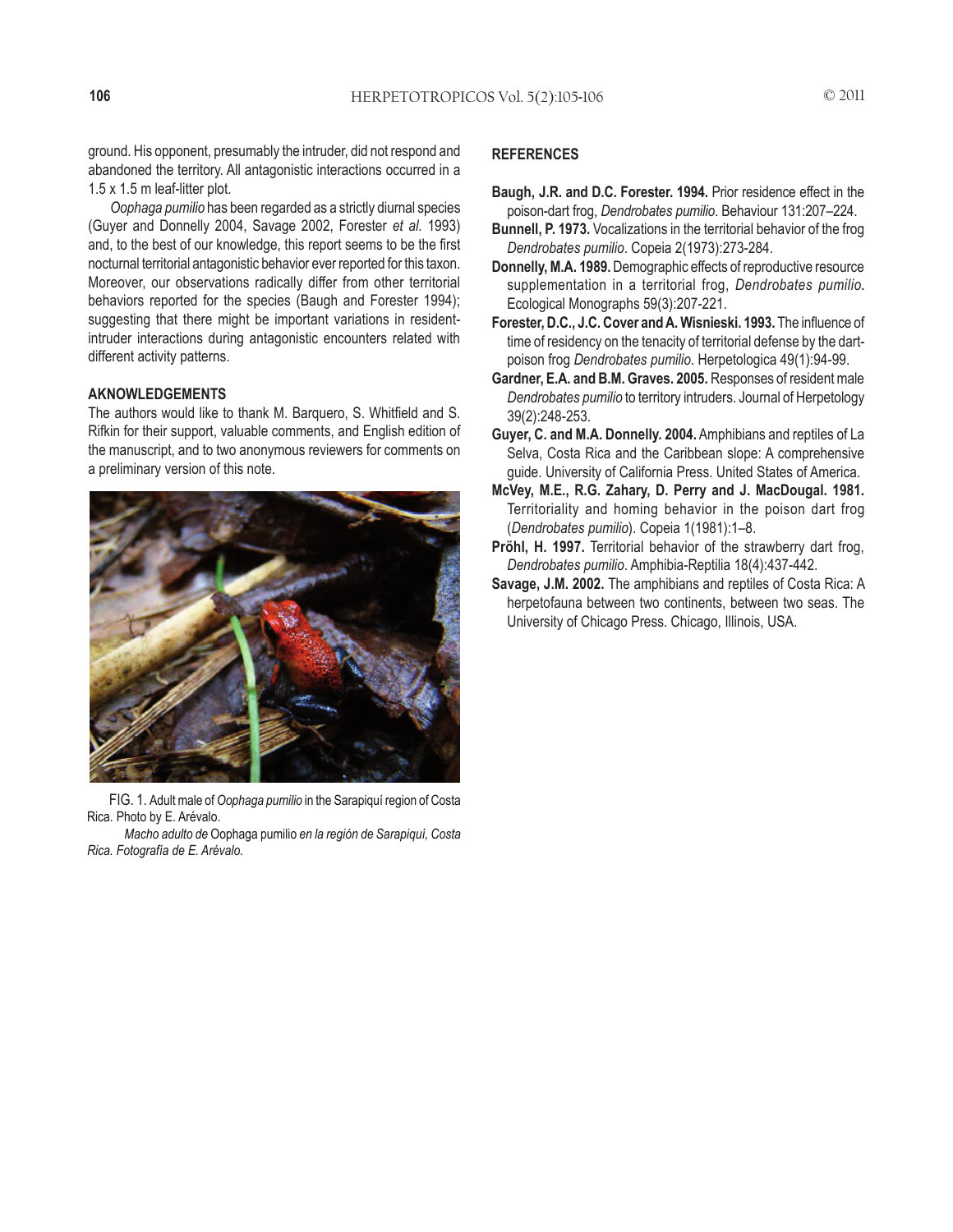ground. His opponent, presumably the intruder, did not respond and abandoned the territory. All antagonistic interactions occurred in a 1.5 x 1.5 m leaf-litter plot.

*Oophaga pumilio* has been regarded as a strictly diurnal species (Guyer and Donnelly 2004, Savage 2002, Forester *et al.* 1993) and, to the best of our knowledge, this report seems to be the first nocturnal territorial antagonistic behavior ever reported for this taxon. Moreover, our observations radically differ from other territorial behaviors reported for the species (Baugh and Forester 1994); suggesting that there might be important variations in resident-intruder interactions during antagonistic encounters related with different activity patterns.

## AKNOWLEDGEMENTS

The authors would like to thank M. Barquero, S. Whitfield and S. Rifkin for their support, valuable comments, and English edition of the manuscript, and to two anonymous reviewers for comments on a preliminary version of this note.

FIG. 1. Adult male of *Oophaga pumilio* in the Sarapiquí region of Costa Rica. Photo by E. Arévalo.

*Macho adulto de* Oophaga pumilio *en la región de Sarapiquí, Costa Rica. Fotografía de E. Arévalo.*

## REFERENCES

**Baugh, J.R. and D.C. Forester. 1994.** Prior residence effect in the poison-dart frog, *Dendrobates pumilio*. Behaviour 131:207–224.

**Bunnell, P. 1973.** Vocalizations in the territorial behavior of the frog *Dendrobates pumilio*. Copeia 2(1973):273-284.

**Donnelly, M.A. 1989.** Demographic effects of reproductive resource supplementation in a territorial frog, *Dendrobates pumilio*. Ecological Monographs 59(3):207-221.

**Forester, D.C., J.C. Cover and A. Wisnieski. 1993.** The influence of time of residency on the tenacity of territorial defense by the dart-poison frog *Dendrobates pumilio*. Herpetologica 49(1):94-99.

**Gardner, E.A. and B.M. Graves. 2005.** Responses of resident male *Dendrobates pumilio* to territory intruders. Journal of Herpetology 39(2):248-253.

**Guyer, C. and M.A. Donnelly. 2004.** Amphibians and reptiles of La Selva, Costa Rica and the Caribbean slope: A comprehensive guide. University of California Press. United States of America.

**McVey, M.E., R.G. Zahary, D. Perry and J. MacDougal. 1981.** Territoriality and homing behavior in the poison dart frog (*Dendrobates pumilio*). Copeia 1(1981):1–8.

**Pröhl, H. 1997.** Territorial behavior of the strawberry dart frog, *Dendrobates pumilio*. Amphibia-Reptilia 18(4):437-442.

**Savage, J.M. 2002.** The amphibians and reptiles of Costa Rica: A herpetofauna between two continents, between two seas. The University of Chicago Press. Chicago, Illinois, USA.